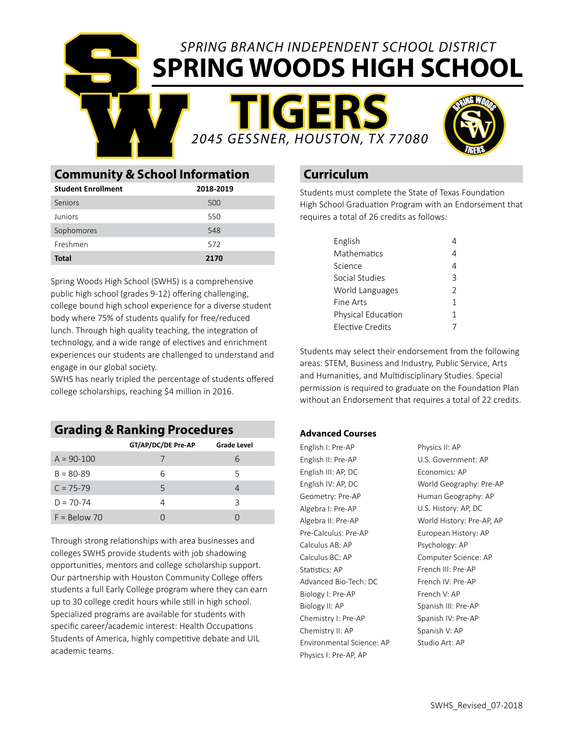*SPRING BRANCH INDEPENDENT SCHOOL DISTRICT*

# SPRING WOODS HIGH SCHOOL

# TIGERS

*2045 GESSNER, HOUSTON, TX 77080*

## Community & School Information

| Student Enrollment | 2018-2019 |
|---|---|
| Seniors | 500 |
| Juniors | 550 |
| Sophomores | 548 |
| Freshmen | 572 |
| **Total** | **2170** |

Spring Woods High School (SWHS) is a comprehensive public high school (grades 9-12) offering challenging, college bound high school experience for a diverse student body where 75% of students qualify for free/reduced lunch. Through high quality teaching, the integration of technology, and a wide range of electives and enrichment experiences our students are challenged to understand and engage in our global society.

SWHS has nearly tripled the percentage of students offered college scholarships, reaching $4 million in 2016.

## Grading & Ranking Procedures

| | GT/AP/DC/DE Pre-AP | Grade Level |
|---|---|---|
| A = 90-100 | 7 | 6 |
| B = 80-89 | 6 | 5 |
| C = 75-79 | 5 | 4 |
| D = 70-74 | 4 | 3 |
| F = Below 70 | 0 | 0 |

Through strong relationships with area businesses and colleges SWHS provide students with job shadowing opportunities, mentors and college scholarship support. Our partnership with Houston Community College offers students a full Early College program where they can earn up to 30 college credit hours while still in high school. Specialized programs are available for students with specific career/academic interest: Health Occupations Students of America, highly competitive debate and UIL academic teams.

## Curriculum

Students must complete the State of Texas Foundation High School Graduation Program with an Endorsement that requires a total of 26 credits as follows:

| | |
|---|---|
| English | 4 |
| Mathematics | 4 |
| Science | 4 |
| Social Studies | 3 |
| World Languages | 2 |
| Fine Arts | 1 |
| Physical Education | 1 |
| Elective Credits | 7 |

Students may select their endorsement from the following areas: STEM, Business and Industry, Public Service, Arts and Humanities, and Multidisciplinary Studies. Special permission is required to graduate on the Foundation Plan without an Endorsement that requires a total of 22 credits.

### Advanced Courses

- English I: Pre-AP
- English II: Pre-AP
- English III: AP, DC
- English IV: AP, DC
- Geometry: Pre-AP
- Algebra I: Pre-AP
- Algebra II: Pre-AP
- Pre-Calculus: Pre-AP
- Calculus AB: AP
- Calculus BC: AP
- Statistics: AP
- Advanced Bio-Tech: DC
- Biology I: Pre-AP
- Biology II: AP
- Chemistry I: Pre-AP
- Chemistry II: AP
- Environmental Science: AP
- Physics I: Pre-AP, AP
- Physics II: AP
- U.S. Government: AP
- Economics: AP
- World Geography: Pre-AP
- Human Geography: AP
- U.S. History: AP, DC
- World History: Pre-AP, AP
- European History: AP
- Psychology: AP
- Computer Science: AP
- French III: Pre-AP
- French IV: Pre-AP
- French V: AP
- Spanish III: Pre-AP
- Spanish IV: Pre-AP
- Spanish V: AP
- Studio Art: AP

SWHS_Revised_07-2018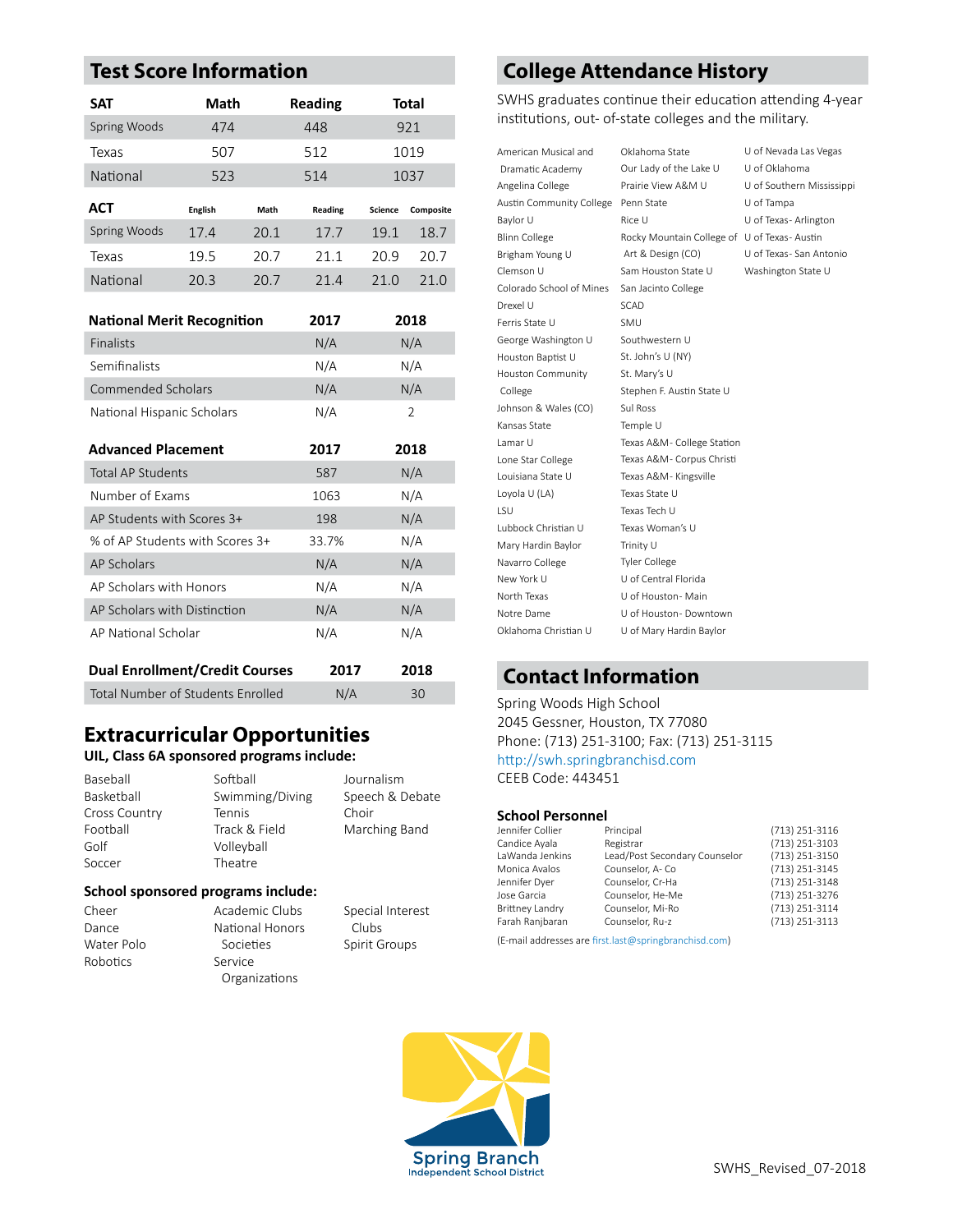## Test Score Information

| SAT | Math | Reading | Total |
|---|---|---|---|
| Spring Woods | 474 | 448 | 921 |
| Texas | 507 | 512 | 1019 |
| National | 523 | 514 | 1037 |

| ACT | English | Math | Reading | Science | Composite |
|---|---|---|---|---|---|
| Spring Woods | 17.4 | 20.1 | 17.7 | 19.1 | 18.7 |
| Texas | 19.5 | 20.7 | 21.1 | 20.9 | 20.7 |
| National | 20.3 | 20.7 | 21.4 | 21.0 | 21.0 |

| National Merit Recognition | 2017 | 2018 |
|---|---|---|
| Finalists | N/A | N/A |
| Semifinalists | N/A | N/A |
| Commended Scholars | N/A | N/A |
| National Hispanic Scholars | N/A | 2 |

| Advanced Placement | 2017 | 2018 |
|---|---|---|
| Total AP Students | 587 | N/A |
| Number of Exams | 1063 | N/A |
| AP Students with Scores 3+ | 198 | N/A |
| % of AP Students with Scores 3+ | 33.7% | N/A |
| AP Scholars | N/A | N/A |
| AP Scholars with Honors | N/A | N/A |
| AP Scholars with Distinction | N/A | N/A |
| AP National Scholar | N/A | N/A |

| Dual Enrollment/Credit Courses | 2017 | 2018 |
|---|---|---|
| Total Number of Students Enrolled | N/A | 30 |

## Extracurricular Opportunities

**UIL, Class 6A sponsored programs include:**

Baseball
Basketball
Cross Country
Football
Golf
Soccer
Softball
Swimming/Diving
Tennis
Track & Field
Volleyball
Theatre
Journalism
Speech & Debate
Choir
Marching Band

**School sponsored programs include:**

Cheer
Dance
Water Polo
Robotics
Academic Clubs
National Honors Societies
Service Organizations
Special Interest Clubs
Spirit Groups

## College Attendance History

SWHS graduates continue their education attending 4-year institutions, out- of-state colleges and the military.

American Musical and Dramatic Academy
Angelina College
Austin Community College
Baylor U
Blinn College
Brigham Young U
Clemson U
Colorado School of Mines
Drexel U
Ferris State U
George Washington U
Houston Baptist U
Houston Community College
Johnson & Wales (CO)
Kansas State
Lamar U
Lone Star College
Louisiana State U
Loyola U (LA)
LSU
Lubbock Christian U
Mary Hardin Baylor
Navarro College
New York U
North Texas
Notre Dame
Oklahoma Christian U
Oklahoma State
Our Lady of the Lake U
Prairie View A&M U
Penn State
Rice U
Rocky Mountain College of Art & Design (CO)
Sam Houston State U
San Jacinto College
SCAD
SMU
Southwestern U
St. John's U (NY)
St. Mary's U
Stephen F. Austin State U
Sul Ross
Temple U
Texas A&M- College Station
Texas A&M- Corpus Christi
Texas A&M- Kingsville
Texas State U
Texas Tech U
Texas Woman's U
Trinity U
Tyler College
U of Central Florida
U of Houston- Main
U of Houston- Downtown
U of Mary Hardin Baylor
U of Nevada Las Vegas
U of Oklahoma
U of Southern Mississippi
U of Tampa
U of Texas- Arlington
U of Texas- Austin
U of Texas- San Antonio
Washington State U

## Contact Information

Spring Woods High School
2045 Gessner, Houston, TX 77080
Phone: (713) 251-3100; Fax: (713) 251-3115
http://swh.springbranchisd.com
CEEB Code: 443451

### School Personnel

| | | |
|---|---|---|
| Jennifer Collier | Principal | (713) 251-3116 |
| Candice Ayala | Registrar | (713) 251-3103 |
| LaWanda Jenkins | Lead/Post Secondary Counselor | (713) 251-3150 |
| Monica Avalos | Counselor, A- Co | (713) 251-3145 |
| Jennifer Dyer | Counselor, Cr-Ha | (713) 251-3148 |
| Jose Garcia | Counselor, He-Me | (713) 251-3276 |
| Brittney Landry | Counselor, Mi-Ro | (713) 251-3114 |
| Farah Ranjbaran | Counselor, Ru-z | (713) 251-3113 |

(E-mail addresses are first.last@springbranchisd.com)

Spring Branch
Independent School District

SWHS_Revised_07-2018